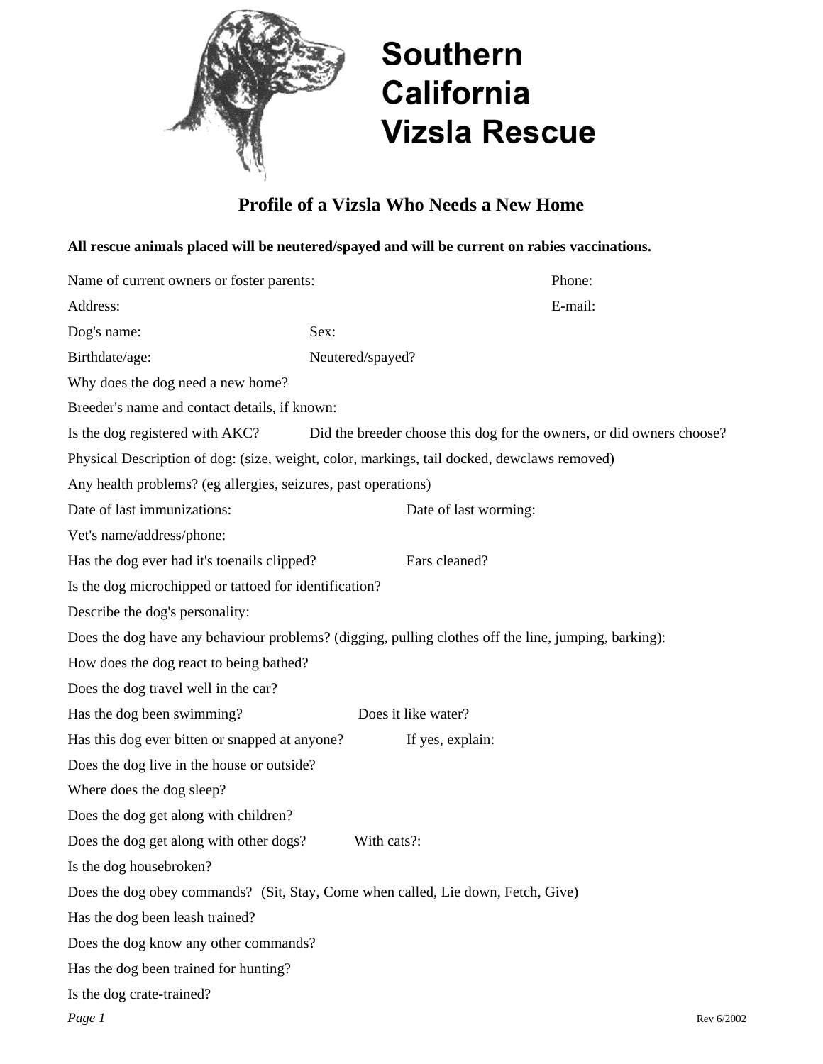# Southern California Vizsla Rescue

## Profile of a Vizsla Who Needs a New Home

**All rescue animals placed will be neutered/spayed and will be current on rabies vaccinations.**

Name of current owners or foster parents: Phone:

Address: E-mail:

Dog's name: Sex:

Birthdate/age: Neutered/spayed?

Why does the dog need a new home?

Breeder's name and contact details, if known:

Is the dog registered with AKC? Did the breeder choose this dog for the owners, or did owners choose?

Physical Description of dog: (size, weight, color, markings, tail docked, dewclaws removed)

Any health problems? (eg allergies, seizures, past operations)

Date of last immunizations: Date of last worming:

Vet's name/address/phone:

Has the dog ever had it's toenails clipped? Ears cleaned?

Is the dog microchipped or tattooed for identification?

Describe the dog's personality:

Does the dog have any behaviour problems? (digging, pulling clothes off the line, jumping, barking):

How does the dog react to being bathed?

Does the dog travel well in the car?

Has the dog been swimming? Does it like water?

Has this dog ever bitten or snapped at anyone? If yes, explain:

Does the dog live in the house or outside?

Where does the dog sleep?

Does the dog get along with children?

Does the dog get along with other dogs? With cats?:

Is the dog housebroken?

Does the dog obey commands? (Sit, Stay, Come when called, Lie down, Fetch, Give)

Has the dog been leash trained?

Does the dog know any other commands?

Has the dog been trained for hunting?

Is the dog crate-trained?

Rev 6/2002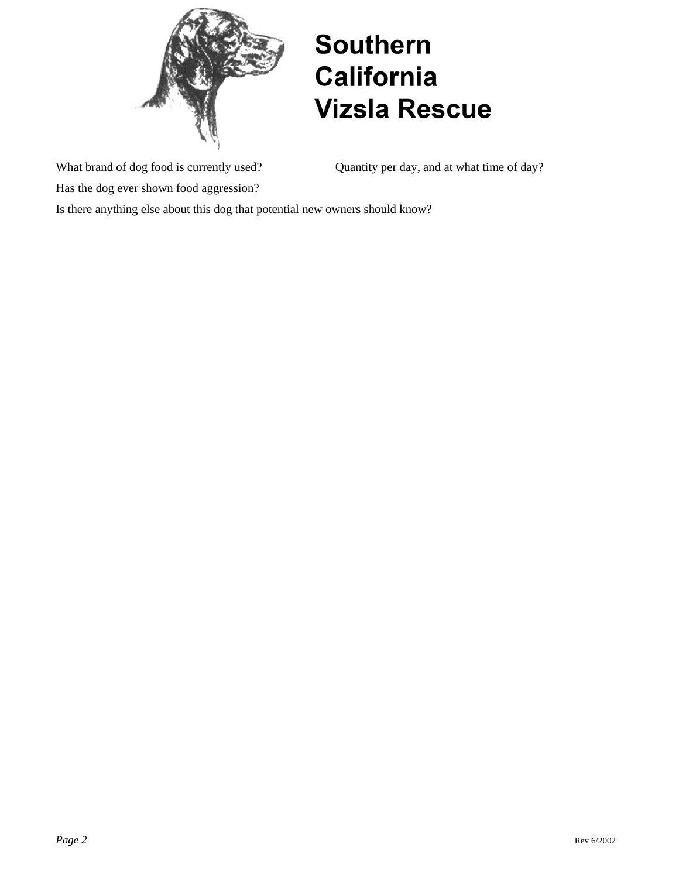# Southern California Vizsla Rescue

What brand of dog food is currently used? Quantity per day, and at what time of day?

Has the dog ever shown food aggression?

Is there anything else about this dog that potential new owners should know?

Rev 6/2002